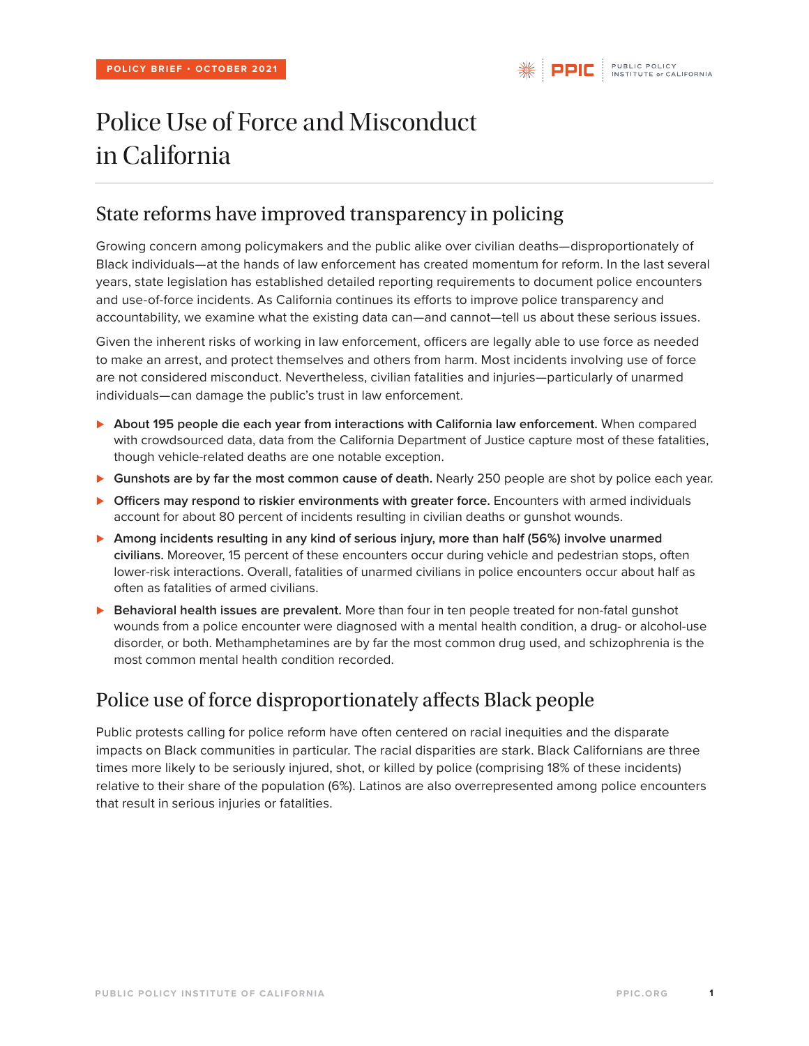POLICY BRIEF • OCTOBER 2021

# Police Use of Force and Misconduct in California

## State reforms have improved transparency in policing

Growing concern among policymakers and the public alike over civilian deaths—disproportionately of Black individuals—at the hands of law enforcement has created momentum for reform. In the last several years, state legislation has established detailed reporting requirements to document police encounters and use-of-force incidents. As California continues its efforts to improve police transparency and accountability, we examine what the existing data can—and cannot—tell us about these serious issues.

Given the inherent risks of working in law enforcement, officers are legally able to use force as needed to make an arrest, and protect themselves and others from harm. Most incidents involving use of force are not considered misconduct. Nevertheless, civilian fatalities and injuries—particularly of unarmed individuals—can damage the public's trust in law enforcement.

- **About 195 people die each year from interactions with California law enforcement.** When compared with crowdsourced data, data from the California Department of Justice capture most of these fatalities, though vehicle-related deaths are one notable exception.
- **Gunshots are by far the most common cause of death.** Nearly 250 people are shot by police each year.
- **Officers may respond to riskier environments with greater force.** Encounters with armed individuals account for about 80 percent of incidents resulting in civilian deaths or gunshot wounds.
- **Among incidents resulting in any kind of serious injury, more than half (56%) involve unarmed civilians.** Moreover, 15 percent of these encounters occur during vehicle and pedestrian stops, often lower-risk interactions. Overall, fatalities of unarmed civilians in police encounters occur about half as often as fatalities of armed civilians.
- **Behavioral health issues are prevalent.** More than four in ten people treated for non-fatal gunshot wounds from a police encounter were diagnosed with a mental health condition, a drug- or alcohol-use disorder, or both. Methamphetamines are by far the most common drug used, and schizophrenia is the most common mental health condition recorded.

## Police use of force disproportionately affects Black people

Public protests calling for police reform have often centered on racial inequities and the disparate impacts on Black communities in particular. The racial disparities are stark. Black Californians are three times more likely to be seriously injured, shot, or killed by police (comprising 18% of these incidents) relative to their share of the population (6%). Latinos are also overrepresented among police encounters that result in serious injuries or fatalities.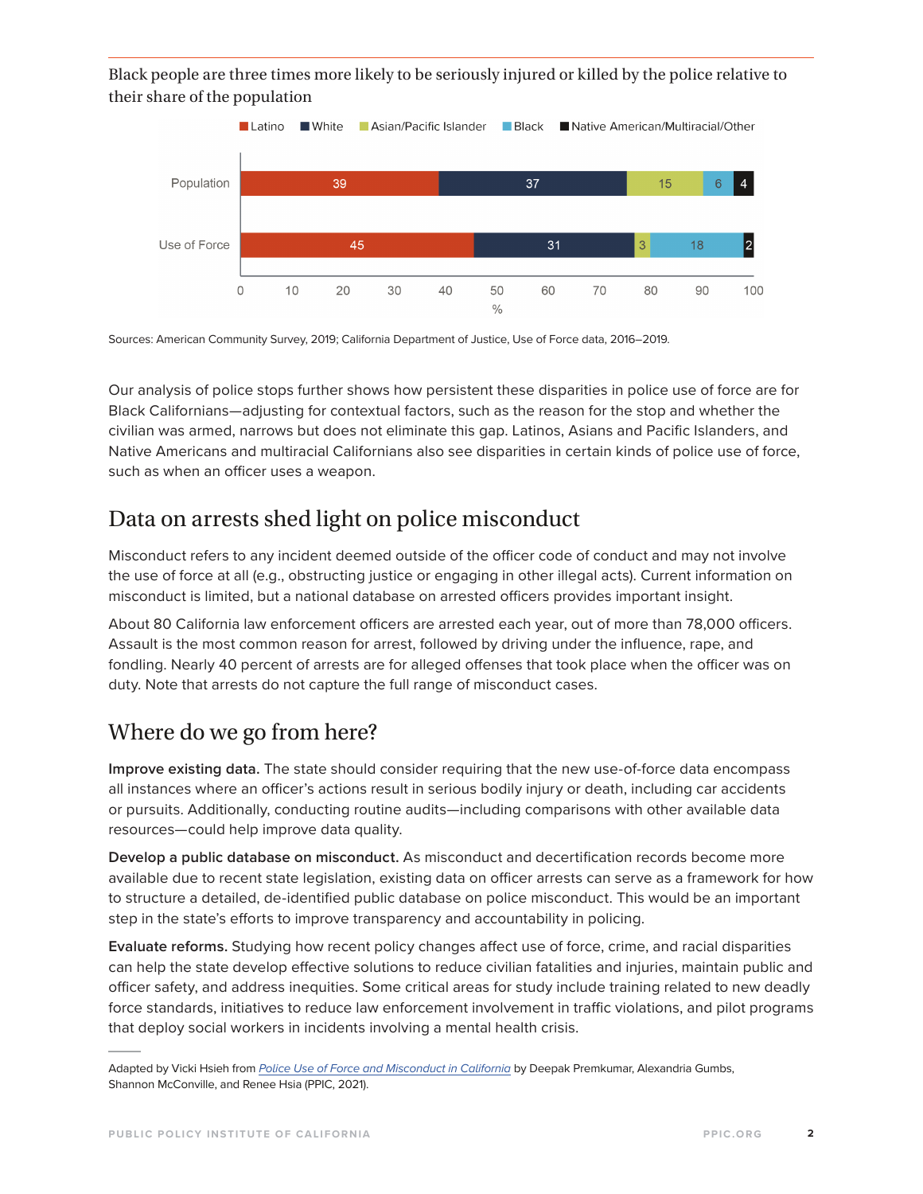Black people are three times more likely to be seriously injured or killed by the police relative to their share of the population

Latino
White
Asian/Pacific Islander
Black
Native American/Multiracial/Other

Population
39
37
15
6
4

Use of Force
45
31
3
18
2

0
10
20
30
40
50
60
70
80
90
100
%

Sources: American Community Survey, 2019; California Department of Justice, Use of Force data, 2016–2019.

Our analysis of police stops further shows how persistent these disparities in police use of force are for Black Californians—adjusting for contextual factors, such as the reason for the stop and whether the civilian was armed, narrows but does not eliminate this gap. Latinos, Asians and Pacific Islanders, and Native Americans and multiracial Californians also see disparities in certain kinds of police use of force, such as when an officer uses a weapon.

## Data on arrests shed light on police misconduct

Misconduct refers to any incident deemed outside of the officer code of conduct and may not involve the use of force at all (e.g., obstructing justice or engaging in other illegal acts). Current information on misconduct is limited, but a national database on arrested officers provides important insight.

About 80 California law enforcement officers are arrested each year, out of more than 78,000 officers. Assault is the most common reason for arrest, followed by driving under the influence, rape, and fondling. Nearly 40 percent of arrests are for alleged offenses that took place when the officer was on duty. Note that arrests do not capture the full range of misconduct cases.

## Where do we go from here?

**Improve existing data.** The state should consider requiring that the new use-of-force data encompass all instances where an officer's actions result in serious bodily injury or death, including car accidents or pursuits. Additionally, conducting routine audits—including comparisons with other available data resources—could help improve data quality.

**Develop a public database on misconduct.** As misconduct and decertification records become more available due to recent state legislation, existing data on officer arrests can serve as a framework for how to structure a detailed, de-identified public database on police misconduct. This would be an important step in the state's efforts to improve transparency and accountability in policing.

**Evaluate reforms.** Studying how recent policy changes affect use of force, crime, and racial disparities can help the state develop effective solutions to reduce civilian fatalities and injuries, maintain public and officer safety, and address inequities. Some critical areas for study include training related to new deadly force standards, initiatives to reduce law enforcement involvement in traffic violations, and pilot programs that deploy social workers in incidents involving a mental health crisis.

---

Adapted by Vicki Hsieh from *Police Use of Force and Misconduct in California* by Deepak Premkumar, Alexandria Gumbs, Shannon McConville, and Renee Hsia (PPIC, 2021).